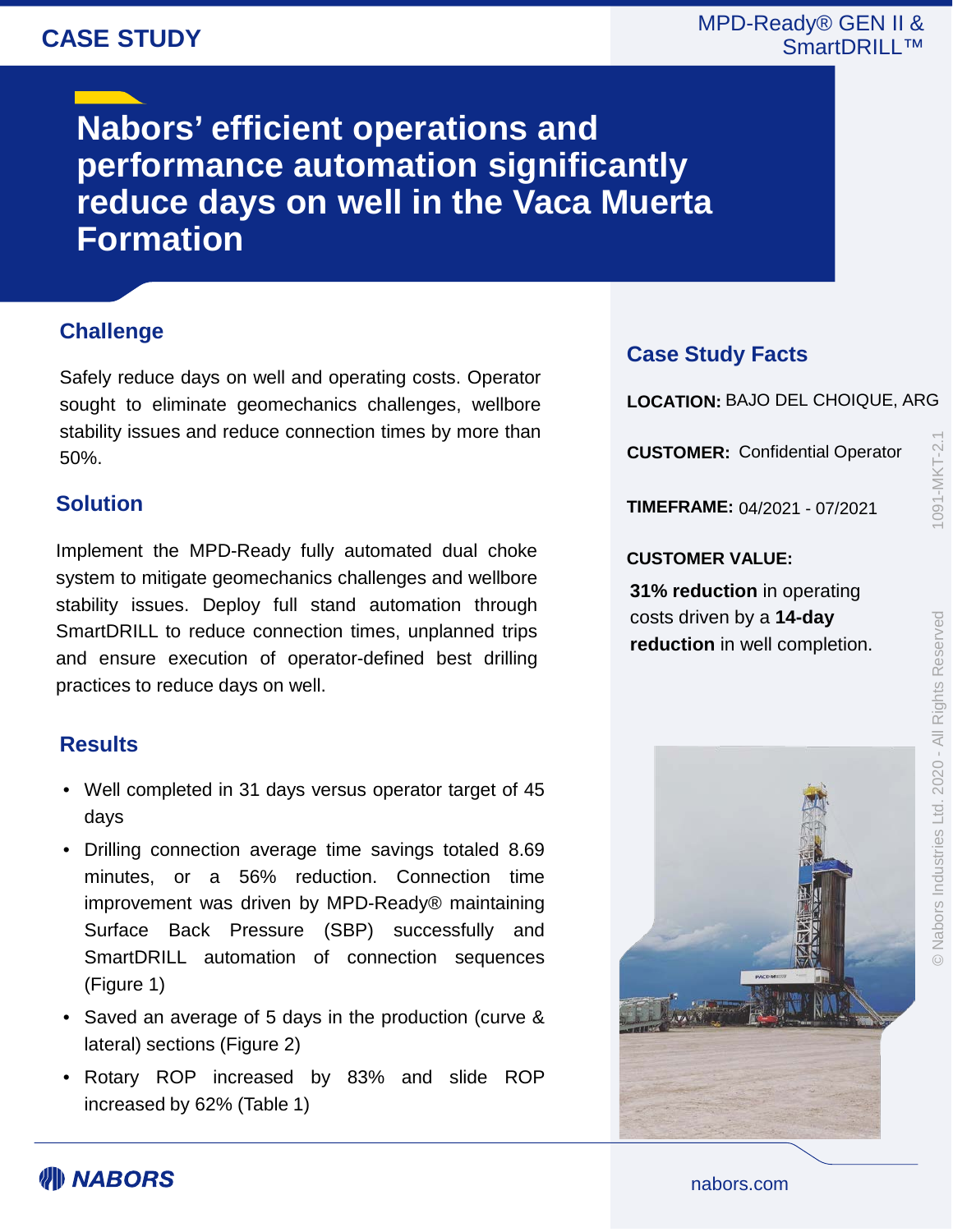CASE STUDY

MPD-Ready® GEN II & SmartDRILL™

# Nabors' efficient operations and performance automation significantly reduce days on well in the Vaca Muerta Formation

## Challenge

Safely reduce days on well and operating costs. Operator sought to eliminate geomechanics challenges, wellbore stability issues and reduce connection times by more than 50%.

## Solution

Implement the MPD-Ready fully automated dual choke system to mitigate geomechanics challenges and wellbore stability issues. Deploy full stand automation through SmartDRILL to reduce connection times, unplanned trips and ensure execution of operator-defined best drilling practices to reduce days on well.

## Results

- Well completed in 31 days versus operator target of 45 days
- Drilling connection average time savings totaled 8.69 minutes, or a 56% reduction. Connection time improvement was driven by MPD-Ready® maintaining Surface Back Pressure (SBP) successfully and SmartDRILL automation of connection sequences (Figure 1)
- Saved an average of 5 days in the production (curve & lateral) sections (Figure 2)
- Rotary ROP increased by 83% and slide ROP increased by 62% (Table 1)

## Case Study Facts

**LOCATION:** BAJO DEL CHOIQUE, ARG

**CUSTOMER:** Confidential Operator

**TIMEFRAME:** 04/2021 - 07/2021

**CUSTOMER VALUE:**

**31% reduction** in operating costs driven by a **14-day reduction** in well completion.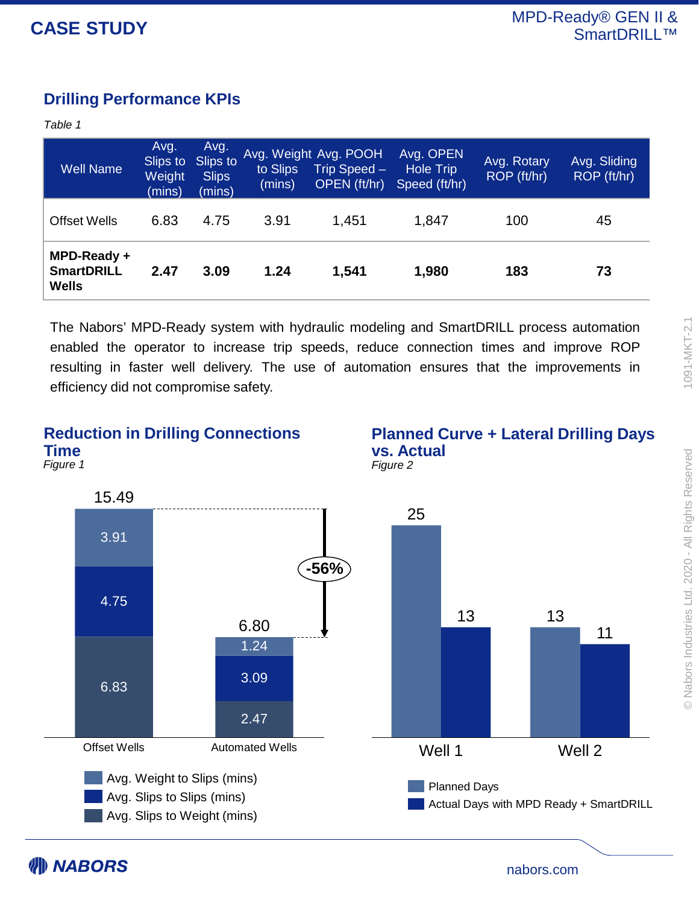## Drilling Performance KPIs

*Table 1*

| Well Name | Avg. Slips to Weight (mins) | Avg. Slips to Slips (mins) | Avg. Weight to Slips (mins) | Avg. POOH Trip Speed – OPEN (ft/hr) | Avg. OPEN Hole Trip Speed (ft/hr) | Avg. Rotary ROP (ft/hr) | Avg. Sliding ROP (ft/hr) |
|---|---|---|---|---|---|---|---|
| Offset Wells | 6.83 | 4.75 | 3.91 | 1,451 | 1,847 | 100 | 45 |
| **MPD-Ready + SmartDRILL Wells** | **2.47** | **3.09** | **1.24** | **1,541** | **1,980** | **183** | **73** |

The Nabors' MPD-Ready system with hydraulic modeling and SmartDRILL process automation enabled the operator to increase trip speeds, reduce connection times and improve ROP resulting in faster well delivery. The use of automation ensures that the improvements in efficiency did not compromise safety.

### Reduction in Drilling Connections Time

*Figure 1*

15.49
3.91
4.75
6.83
6.80
1.24
3.09
2.47
-56%
Offset Wells
Automated Wells
Avg. Weight to Slips (mins)
Avg. Slips to Slips (mins)
Avg. Slips to Weight (mins)

### Planned Curve + Lateral Drilling Days vs. Actual

*Figure 2*

25
13
13
11
Well 1
Well 2
Planned Days
Actual Days with MPD Ready + SmartDRILL